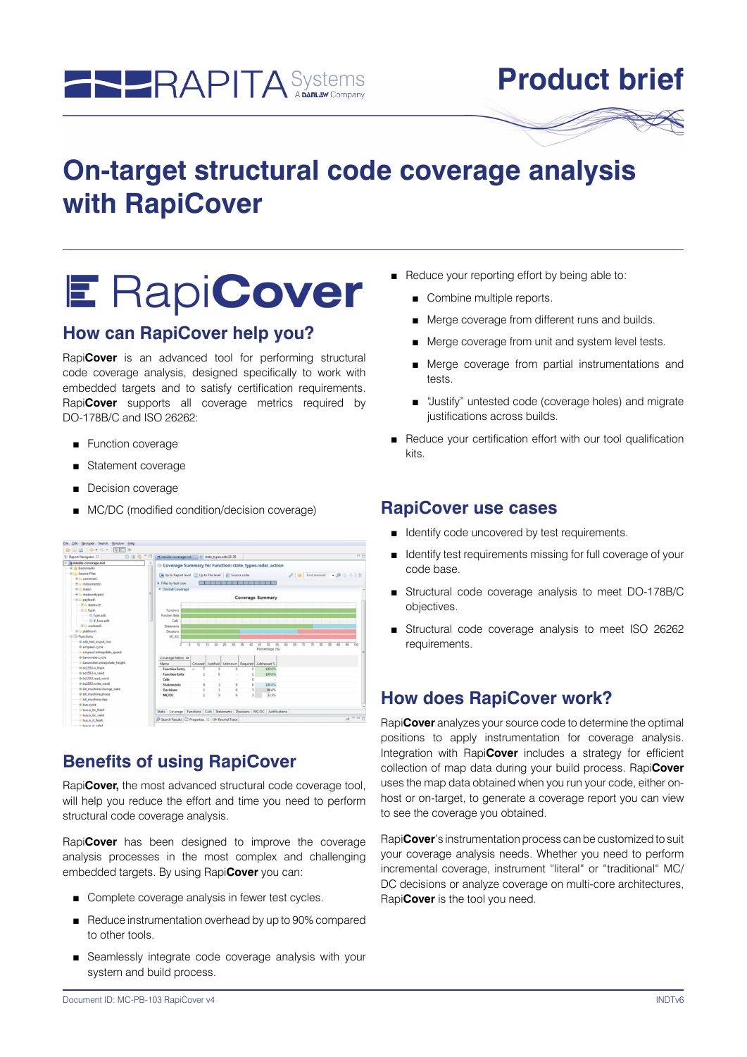# On-target structural code coverage analysis with RapiCover

## How can RapiCover help you?

Rapi**Cover** is an advanced tool for performing structural code coverage analysis, designed specifically to work with embedded targets and to satisfy certification requirements. Rapi**Cover** supports all coverage metrics required by DO-178B/C and ISO 26262:

- Function coverage
- Statement coverage
- Decision coverage
- MC/DC (modified condition/decision coverage)

## Benefits of using RapiCover

Rapi**Cover,** the most advanced structural code coverage tool, will help you reduce the effort and time you need to perform structural code coverage analysis.

Rapi**Cover** has been designed to improve the coverage analysis processes in the most complex and challenging embedded targets. By using Rapi**Cover** you can:

- Complete coverage analysis in fewer test cycles.
- Reduce instrumentation overhead by up to 90% compared to other tools.
- Seamlessly integrate code coverage analysis with your system and build process.
- Reduce your reporting effort by being able to:
  - Combine multiple reports.
  - Merge coverage from different runs and builds.
  - Merge coverage from unit and system level tests.
  - Merge coverage from partial instrumentations and tests.
  - "Justify" untested code (coverage holes) and migrate justifications across builds.
- Reduce your certification effort with our tool qualification kits.

## RapiCover use cases

- Identify code uncovered by test requirements.
- Identify test requirements missing for full coverage of your code base.
- Structural code coverage analysis to meet DO-178B/C objectives.
- Structural code coverage analysis to meet ISO 26262 requirements.

## How does RapiCover work?

Rapi**Cover** analyzes your source code to determine the optimal positions to apply instrumentation for coverage analysis. Integration with Rapi**Cover** includes a strategy for efficient collection of map data during your build process. Rapi**Cover** uses the map data obtained when you run your code, either on-host or on-target, to generate a coverage report you can view to see the coverage you obtained.

Rapi**Cover**'s instrumentation process can be customized to suit your coverage analysis needs. Whether you need to perform incremental coverage, instrument "literal" or "traditional" MC/DC decisions or analyze coverage on multi-core architectures, Rapi**Cover** is the tool you need.

Document ID: MC-PB-103 RapiCover v4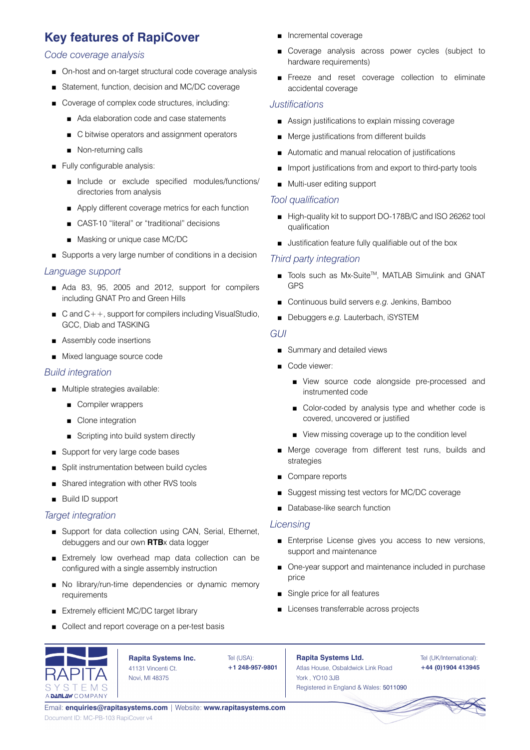# Key features of RapiCover

## *Code coverage analysis*

- On-host and on-target structural code coverage analysis
- Statement, function, decision and MC/DC coverage
- Coverage of complex code structures, including:
  - Ada elaboration code and case statements
  - C bitwise operators and assignment operators
  - Non-returning calls
- Fully configurable analysis:
  - Include or exclude specified modules/functions/directories from analysis
  - Apply different coverage metrics for each function
  - CAST-10 "literal" or "traditional" decisions
  - Masking or unique case MC/DC
- Supports a very large number of conditions in a decision

## *Language support*

- Ada 83, 95, 2005 and 2012, support for compilers including GNAT Pro and Green Hills
- C and C++, support for compilers including VisualStudio, GCC, Diab and TASKING
- Assembly code insertions
- Mixed language source code

## *Build integration*

- Multiple strategies available:
  - Compiler wrappers
  - Clone integration
  - Scripting into build system directly
- Support for very large code bases
- Split instrumentation between build cycles
- Shared integration with other RVS tools
- Build ID support

## *Target integration*

- Support for data collection using CAN, Serial, Ethernet, debuggers and our own **RTB**x data logger
- Extremely low overhead map data collection can be configured with a single assembly instruction
- No library/run-time dependencies or dynamic memory requirements
- Extremely efficient MC/DC target library
- Collect and report coverage on a per-test basis
- Incremental coverage
- Coverage analysis across power cycles (subject to hardware requirements)
- Freeze and reset coverage collection to eliminate accidental coverage

## *Justifications*

- Assign justifications to explain missing coverage
- Merge justifications from different builds
- Automatic and manual relocation of justifications
- Import justifications from and export to third-party tools
- Multi-user editing support

## *Tool qualification*

- High-quality kit to support DO-178B/C and ISO 26262 tool qualification
- Justification feature fully qualifiable out of the box

## *Third party integration*

- Tools such as Mx-Suite™, MATLAB Simulink and GNAT GPS
- Continuous build servers *e.g.* Jenkins, Bamboo
- Debuggers *e.g.* Lauterbach, iSYSTEM

## *GUI*

- Summary and detailed views
- Code viewer:
  - View source code alongside pre-processed and instrumented code
  - Color-coded by analysis type and whether code is covered, uncovered or justified
  - View missing coverage up to the condition level
- Merge coverage from different test runs, builds and strategies
- Compare reports
- Suggest missing test vectors for MC/DC coverage
- Database-like search function

## *Licensing*

- Enterprise License gives you access to new versions, support and maintenance
- One-year support and maintenance included in purchase price
- Single price for all features
- Licenses transferrable across projects

---

RAPITA SYSTEMS
A DANLAW COMPANY

**Rapita Systems Inc.**
41131 Vincenti Ct.
Novi, MI 48375

Tel (USA):
**+1 248-957-9801**

**Rapita Systems Ltd.**
Atlas House, Osbaldwick Link Road
York , YO10 3JB
Registered in England & Wales: 5011090

Tel (UK/International):
**+44 (0)1904 413945**

Email: **enquiries@rapitasystems.com** | Website: **www.rapitasystems.com**

Document ID: MC-PB-103 RapiCover v4